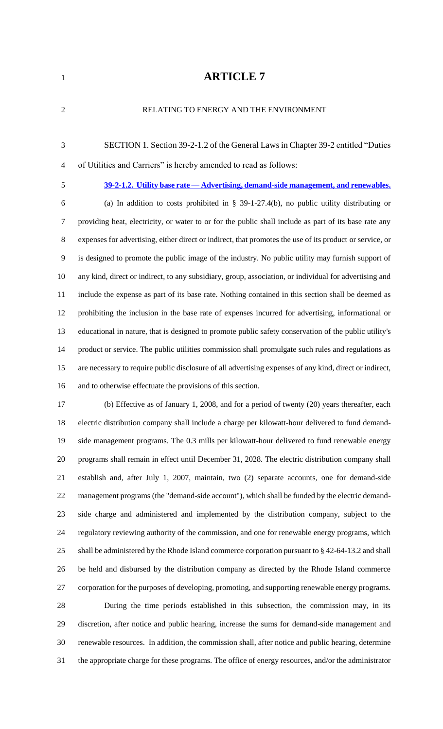# ARTICLE 7

RELATING TO ENERGY AND THE ENVIRONMENT

SECTION 1. Section 39-2-1.2 of the General Laws in Chapter 39-2 entitled "Duties of Utilities and Carriers" is hereby amended to read as follows:

**39-2-1.2. Utility base rate — Advertising, demand-side management, and renewables.**

(a) In addition to costs prohibited in § 39-1-27.4(b), no public utility distributing or providing heat, electricity, or water to or for the public shall include as part of its base rate any expenses for advertising, either direct or indirect, that promotes the use of its product or service, or is designed to promote the public image of the industry. No public utility may furnish support of any kind, direct or indirect, to any subsidiary, group, association, or individual for advertising and include the expense as part of its base rate. Nothing contained in this section shall be deemed as prohibiting the inclusion in the base rate of expenses incurred for advertising, informational or educational in nature, that is designed to promote public safety conservation of the public utility's product or service. The public utilities commission shall promulgate such rules and regulations as are necessary to require public disclosure of all advertising expenses of any kind, direct or indirect, and to otherwise effectuate the provisions of this section.

(b) Effective as of January 1, 2008, and for a period of twenty (20) years thereafter, each electric distribution company shall include a charge per kilowatt-hour delivered to fund demand-side management programs. The 0.3 mills per kilowatt-hour delivered to fund renewable energy programs shall remain in effect until December 31, 2028. The electric distribution company shall establish and, after July 1, 2007, maintain, two (2) separate accounts, one for demand-side management programs (the "demand-side account"), which shall be funded by the electric demand-side charge and administered and implemented by the distribution company, subject to the regulatory reviewing authority of the commission, and one for renewable energy programs, which shall be administered by the Rhode Island commerce corporation pursuant to § 42-64-13.2 and shall be held and disbursed by the distribution company as directed by the Rhode Island commerce corporation for the purposes of developing, promoting, and supporting renewable energy programs.

During the time periods established in this subsection, the commission may, in its discretion, after notice and public hearing, increase the sums for demand-side management and renewable resources. In addition, the commission shall, after notice and public hearing, determine the appropriate charge for these programs. The office of energy resources, and/or the administrator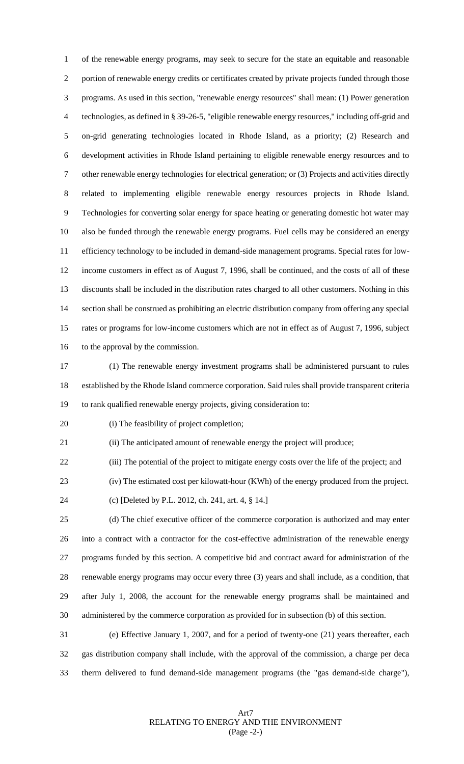of the renewable energy programs, may seek to secure for the state an equitable and reasonable portion of renewable energy credits or certificates created by private projects funded through those programs. As used in this section, "renewable energy resources" shall mean: (1) Power generation technologies, as defined in § 39-26-5, "eligible renewable energy resources," including off-grid and on-grid generating technologies located in Rhode Island, as a priority; (2) Research and development activities in Rhode Island pertaining to eligible renewable energy resources and to other renewable energy technologies for electrical generation; or (3) Projects and activities directly related to implementing eligible renewable energy resources projects in Rhode Island. Technologies for converting solar energy for space heating or generating domestic hot water may also be funded through the renewable energy programs. Fuel cells may be considered an energy efficiency technology to be included in demand-side management programs. Special rates for low-income customers in effect as of August 7, 1996, shall be continued, and the costs of all of these discounts shall be included in the distribution rates charged to all other customers. Nothing in this section shall be construed as prohibiting an electric distribution company from offering any special rates or programs for low-income customers which are not in effect as of August 7, 1996, subject to the approval by the commission.

(1) The renewable energy investment programs shall be administered pursuant to rules established by the Rhode Island commerce corporation. Said rules shall provide transparent criteria to rank qualified renewable energy projects, giving consideration to:

(i) The feasibility of project completion;

(ii) The anticipated amount of renewable energy the project will produce;

(iii) The potential of the project to mitigate energy costs over the life of the project; and

(iv) The estimated cost per kilowatt-hour (KWh) of the energy produced from the project.

(c) [Deleted by P.L. 2012, ch. 241, art. 4, § 14.]

(d) The chief executive officer of the commerce corporation is authorized and may enter into a contract with a contractor for the cost-effective administration of the renewable energy programs funded by this section. A competitive bid and contract award for administration of the renewable energy programs may occur every three (3) years and shall include, as a condition, that after July 1, 2008, the account for the renewable energy programs shall be maintained and administered by the commerce corporation as provided for in subsection (b) of this section.

(e) Effective January 1, 2007, and for a period of twenty-one (21) years thereafter, each gas distribution company shall include, with the approval of the commission, a charge per deca therm delivered to fund demand-side management programs (the "gas demand-side charge"),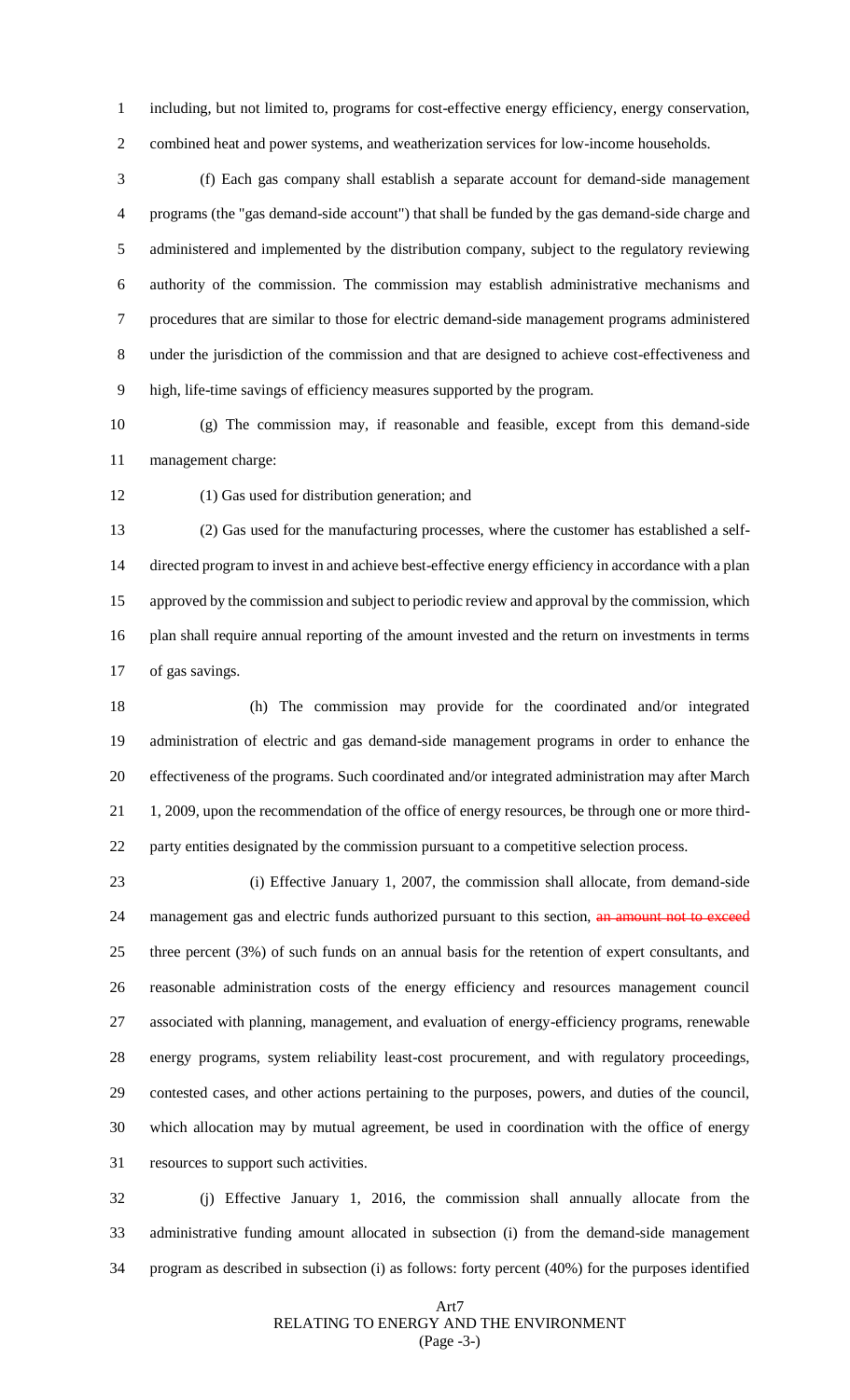including, but not limited to, programs for cost-effective energy efficiency, energy conservation, combined heat and power systems, and weatherization services for low-income households.

(f) Each gas company shall establish a separate account for demand-side management programs (the "gas demand-side account") that shall be funded by the gas demand-side charge and administered and implemented by the distribution company, subject to the regulatory reviewing authority of the commission. The commission may establish administrative mechanisms and procedures that are similar to those for electric demand-side management programs administered under the jurisdiction of the commission and that are designed to achieve cost-effectiveness and high, life-time savings of efficiency measures supported by the program.

(g) The commission may, if reasonable and feasible, except from this demand-side management charge:

(1) Gas used for distribution generation; and

(2) Gas used for the manufacturing processes, where the customer has established a self-directed program to invest in and achieve best-effective energy efficiency in accordance with a plan approved by the commission and subject to periodic review and approval by the commission, which plan shall require annual reporting of the amount invested and the return on investments in terms of gas savings.

(h) The commission may provide for the coordinated and/or integrated administration of electric and gas demand-side management programs in order to enhance the effectiveness of the programs. Such coordinated and/or integrated administration may after March 1, 2009, upon the recommendation of the office of energy resources, be through one or more third-party entities designated by the commission pursuant to a competitive selection process.

(i) Effective January 1, 2007, the commission shall allocate, from demand-side management gas and electric funds authorized pursuant to this section, ~~an amount not to exceed~~ three percent (3%) of such funds on an annual basis for the retention of expert consultants, and reasonable administration costs of the energy efficiency and resources management council associated with planning, management, and evaluation of energy-efficiency programs, renewable energy programs, system reliability least-cost procurement, and with regulatory proceedings, contested cases, and other actions pertaining to the purposes, powers, and duties of the council, which allocation may by mutual agreement, be used in coordination with the office of energy resources to support such activities.

(j) Effective January 1, 2016, the commission shall annually allocate from the administrative funding amount allocated in subsection (i) from the demand-side management program as described in subsection (i) as follows: forty percent (40%) for the purposes identified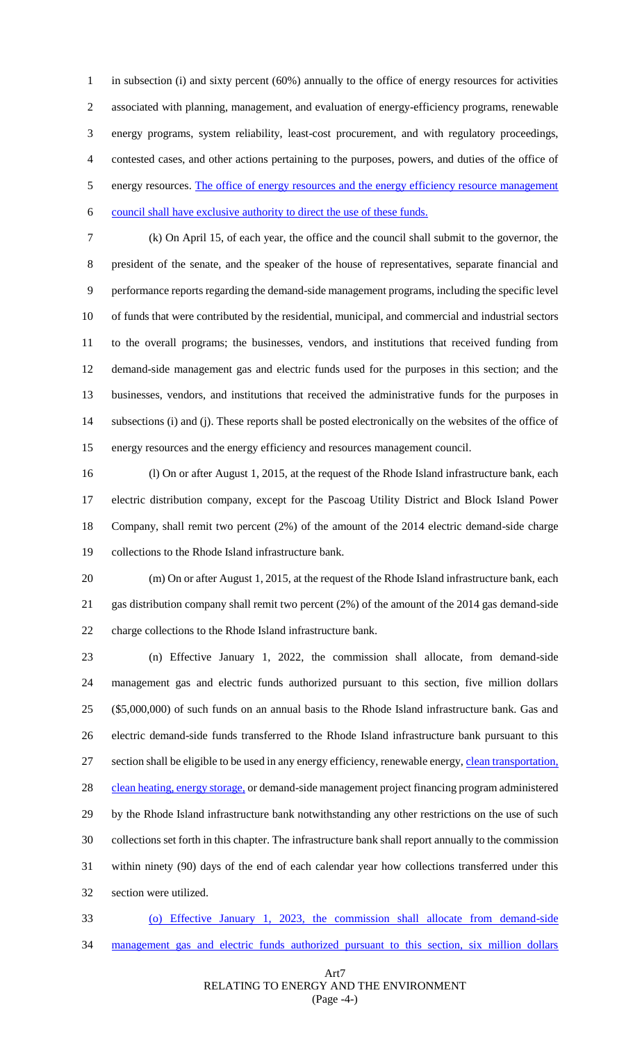in subsection (i) and sixty percent (60%) annually to the office of energy resources for activities associated with planning, management, and evaluation of energy-efficiency programs, renewable energy programs, system reliability, least-cost procurement, and with regulatory proceedings, contested cases, and other actions pertaining to the purposes, powers, and duties of the office of energy resources. The office of energy resources and the energy efficiency resource management council shall have exclusive authority to direct the use of these funds.

(k) On April 15, of each year, the office and the council shall submit to the governor, the president of the senate, and the speaker of the house of representatives, separate financial and performance reports regarding the demand-side management programs, including the specific level of funds that were contributed by the residential, municipal, and commercial and industrial sectors to the overall programs; the businesses, vendors, and institutions that received funding from demand-side management gas and electric funds used for the purposes in this section; and the businesses, vendors, and institutions that received the administrative funds for the purposes in subsections (i) and (j). These reports shall be posted electronically on the websites of the office of energy resources and the energy efficiency and resources management council.

(l) On or after August 1, 2015, at the request of the Rhode Island infrastructure bank, each electric distribution company, except for the Pascoag Utility District and Block Island Power Company, shall remit two percent (2%) of the amount of the 2014 electric demand-side charge collections to the Rhode Island infrastructure bank.

(m) On or after August 1, 2015, at the request of the Rhode Island infrastructure bank, each gas distribution company shall remit two percent (2%) of the amount of the 2014 gas demand-side charge collections to the Rhode Island infrastructure bank.

(n) Effective January 1, 2022, the commission shall allocate, from demand-side management gas and electric funds authorized pursuant to this section, five million dollars ($5,000,000) of such funds on an annual basis to the Rhode Island infrastructure bank. Gas and electric demand-side funds transferred to the Rhode Island infrastructure bank pursuant to this section shall be eligible to be used in any energy efficiency, renewable energy, clean transportation, clean heating, energy storage, or demand-side management project financing program administered by the Rhode Island infrastructure bank notwithstanding any other restrictions on the use of such collections set forth in this chapter. The infrastructure bank shall report annually to the commission within ninety (90) days of the end of each calendar year how collections transferred under this section were utilized.

(o) Effective January 1, 2023, the commission shall allocate from demand-side management gas and electric funds authorized pursuant to this section, six million dollars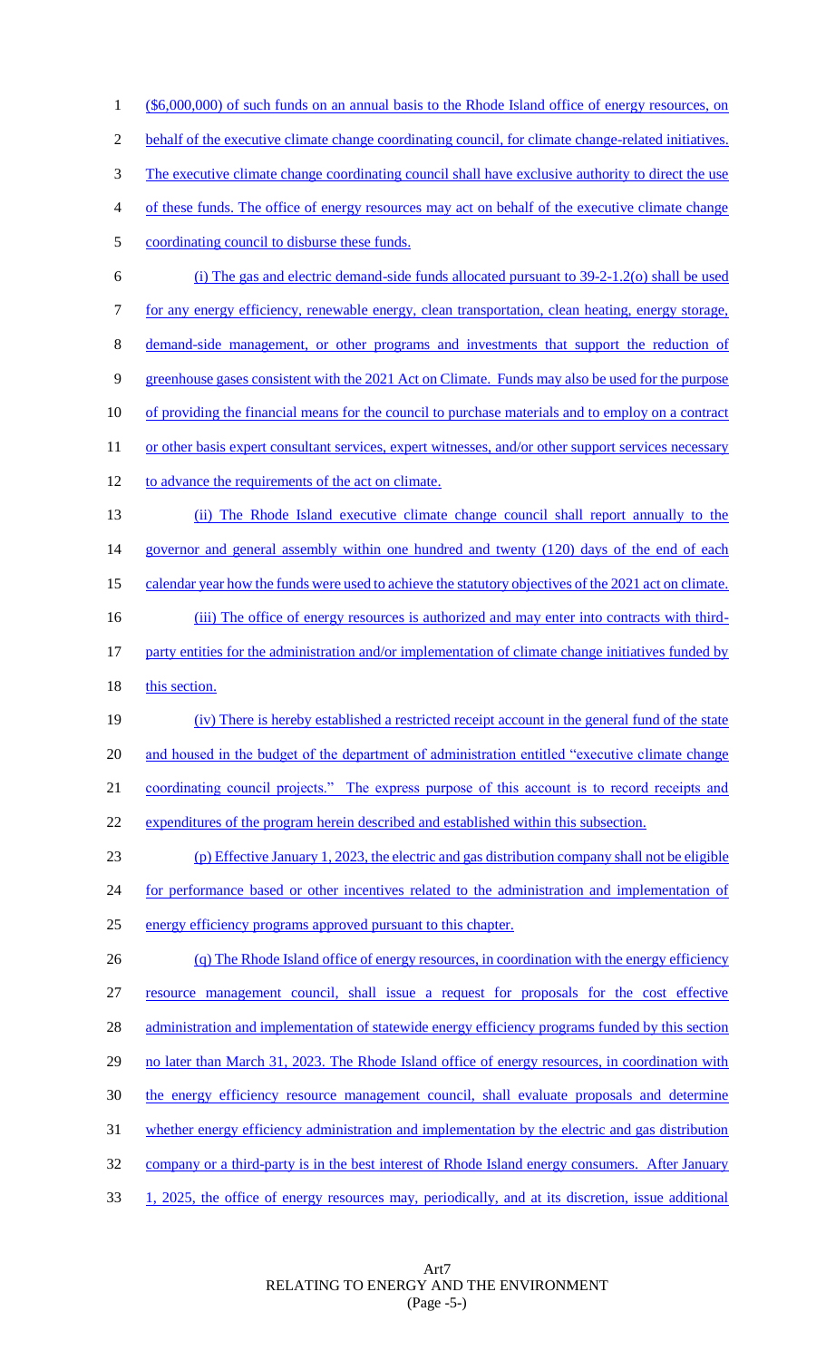($6,000,000) of such funds on an annual basis to the Rhode Island office of energy resources, on behalf of the executive climate change coordinating council, for climate change-related initiatives. The executive climate change coordinating council shall have exclusive authority to direct the use of these funds. The office of energy resources may act on behalf of the executive climate change coordinating council to disburse these funds.

(i) The gas and electric demand-side funds allocated pursuant to 39-2-1.2(o) shall be used for any energy efficiency, renewable energy, clean transportation, clean heating, energy storage, demand-side management, or other programs and investments that support the reduction of greenhouse gases consistent with the 2021 Act on Climate. Funds may also be used for the purpose of providing the financial means for the council to purchase materials and to employ on a contract or other basis expert consultant services, expert witnesses, and/or other support services necessary to advance the requirements of the act on climate.

(ii) The Rhode Island executive climate change council shall report annually to the governor and general assembly within one hundred and twenty (120) days of the end of each calendar year how the funds were used to achieve the statutory objectives of the 2021 act on climate.

(iii) The office of energy resources is authorized and may enter into contracts with third-party entities for the administration and/or implementation of climate change initiatives funded by this section.

(iv) There is hereby established a restricted receipt account in the general fund of the state and housed in the budget of the department of administration entitled "executive climate change coordinating council projects." The express purpose of this account is to record receipts and expenditures of the program herein described and established within this subsection.

(p) Effective January 1, 2023, the electric and gas distribution company shall not be eligible for performance based or other incentives related to the administration and implementation of energy efficiency programs approved pursuant to this chapter.

(q) The Rhode Island office of energy resources, in coordination with the energy efficiency resource management council, shall issue a request for proposals for the cost effective administration and implementation of statewide energy efficiency programs funded by this section no later than March 31, 2023. The Rhode Island office of energy resources, in coordination with the energy efficiency resource management council, shall evaluate proposals and determine whether energy efficiency administration and implementation by the electric and gas distribution company or a third-party is in the best interest of Rhode Island energy consumers. After January 1, 2025, the office of energy resources may, periodically, and at its discretion, issue additional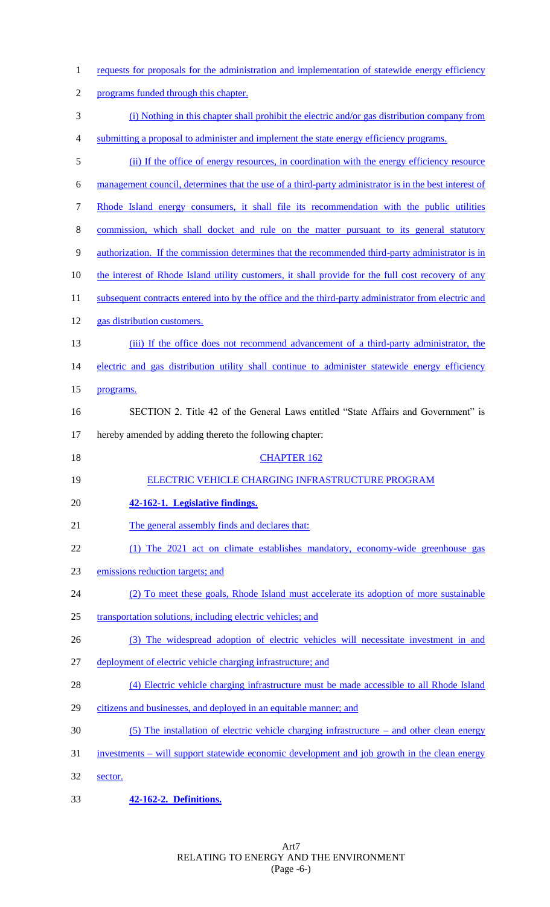requests for proposals for the administration and implementation of statewide energy efficiency programs funded through this chapter.

(i) Nothing in this chapter shall prohibit the electric and/or gas distribution company from submitting a proposal to administer and implement the state energy efficiency programs.

(ii) If the office of energy resources, in coordination with the energy efficiency resource management council, determines that the use of a third-party administrator is in the best interest of Rhode Island energy consumers, it shall file its recommendation with the public utilities commission, which shall docket and rule on the matter pursuant to its general statutory authorization. If the commission determines that the recommended third-party administrator is in the interest of Rhode Island utility customers, it shall provide for the full cost recovery of any subsequent contracts entered into by the office and the third-party administrator from electric and gas distribution customers.

(iii) If the office does not recommend advancement of a third-party administrator, the electric and gas distribution utility shall continue to administer statewide energy efficiency programs.

SECTION 2. Title 42 of the General Laws entitled "State Affairs and Government" is hereby amended by adding thereto the following chapter:

CHAPTER 162

ELECTRIC VEHICLE CHARGING INFRASTRUCTURE PROGRAM

**42-162-1. Legislative findings.**

The general assembly finds and declares that:

(1) The 2021 act on climate establishes mandatory, economy-wide greenhouse gas emissions reduction targets; and

(2) To meet these goals, Rhode Island must accelerate its adoption of more sustainable transportation solutions, including electric vehicles; and

(3) The widespread adoption of electric vehicles will necessitate investment in and deployment of electric vehicle charging infrastructure; and

(4) Electric vehicle charging infrastructure must be made accessible to all Rhode Island citizens and businesses, and deployed in an equitable manner; and

(5) The installation of electric vehicle charging infrastructure – and other clean energy investments – will support statewide economic development and job growth in the clean energy sector.

**42-162-2. Definitions.**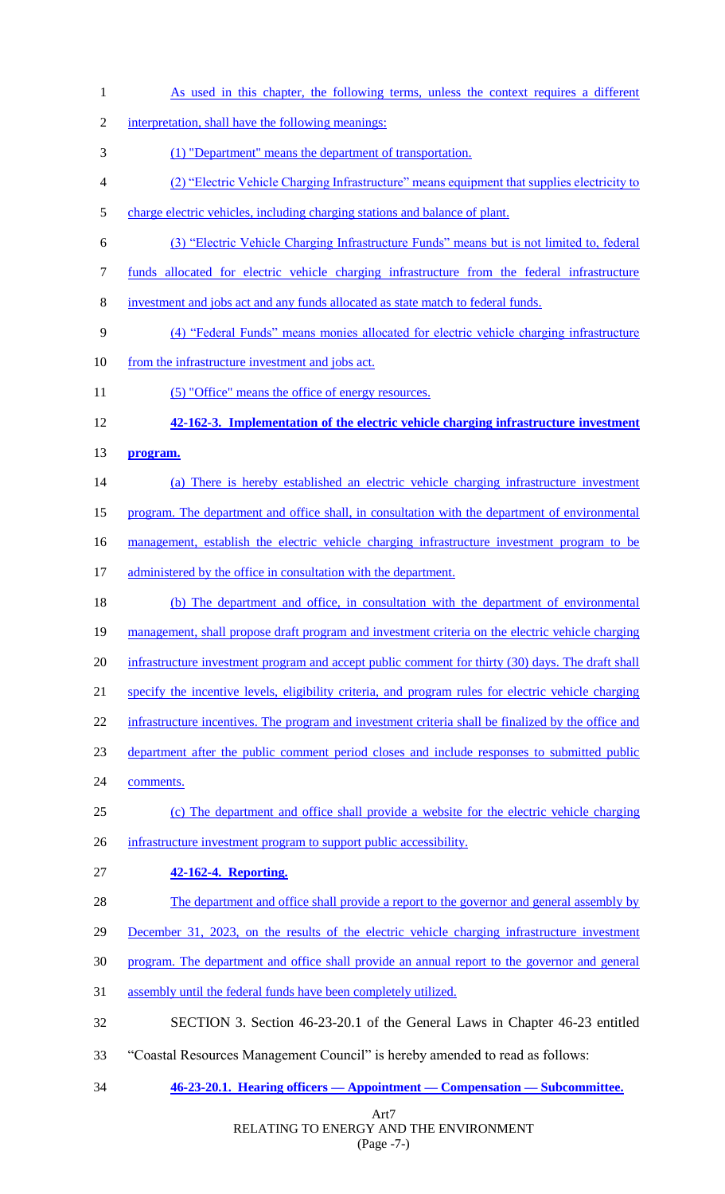As used in this chapter, the following terms, unless the context requires a different interpretation, shall have the following meanings:

(1) "Department" means the department of transportation.

(2) "Electric Vehicle Charging Infrastructure" means equipment that supplies electricity to charge electric vehicles, including charging stations and balance of plant.

(3) "Electric Vehicle Charging Infrastructure Funds" means but is not limited to, federal funds allocated for electric vehicle charging infrastructure from the federal infrastructure investment and jobs act and any funds allocated as state match to federal funds.

(4) "Federal Funds" means monies allocated for electric vehicle charging infrastructure from the infrastructure investment and jobs act.

(5) "Office" means the office of energy resources.

**42-162-3. Implementation of the electric vehicle charging infrastructure investment program.**

(a) There is hereby established an electric vehicle charging infrastructure investment program. The department and office shall, in consultation with the department of environmental management, establish the electric vehicle charging infrastructure investment program to be administered by the office in consultation with the department.

(b) The department and office, in consultation with the department of environmental management, shall propose draft program and investment criteria on the electric vehicle charging infrastructure investment program and accept public comment for thirty (30) days. The draft shall specify the incentive levels, eligibility criteria, and program rules for electric vehicle charging infrastructure incentives. The program and investment criteria shall be finalized by the office and department after the public comment period closes and include responses to submitted public comments.

(c) The department and office shall provide a website for the electric vehicle charging infrastructure investment program to support public accessibility.

**42-162-4. Reporting.**

The department and office shall provide a report to the governor and general assembly by December 31, 2023, on the results of the electric vehicle charging infrastructure investment program. The department and office shall provide an annual report to the governor and general assembly until the federal funds have been completely utilized.

SECTION 3. Section 46-23-20.1 of the General Laws in Chapter 46-23 entitled "Coastal Resources Management Council" is hereby amended to read as follows:

**46-23-20.1. Hearing officers — Appointment — Compensation — Subcommittee.**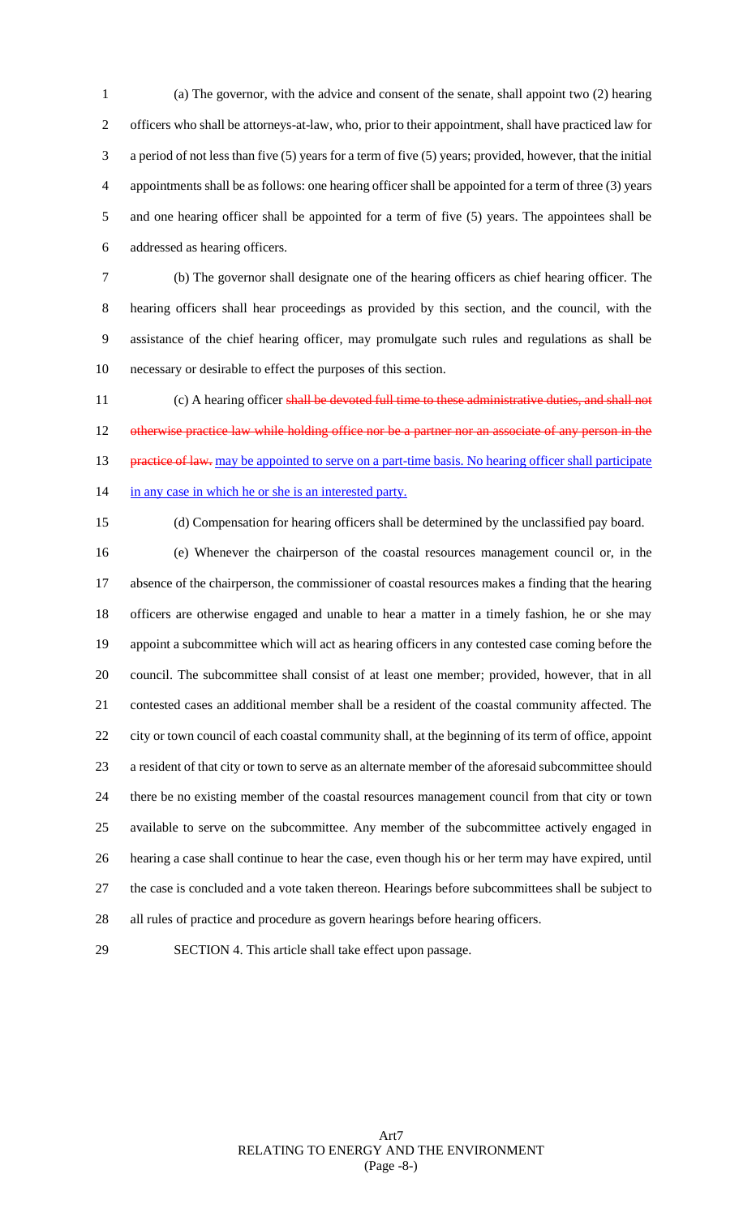(a) The governor, with the advice and consent of the senate, shall appoint two (2) hearing officers who shall be attorneys-at-law, who, prior to their appointment, shall have practiced law for a period of not less than five (5) years for a term of five (5) years; provided, however, that the initial appointments shall be as follows: one hearing officer shall be appointed for a term of three (3) years and one hearing officer shall be appointed for a term of five (5) years. The appointees shall be addressed as hearing officers.

(b) The governor shall designate one of the hearing officers as chief hearing officer. The hearing officers shall hear proceedings as provided by this section, and the council, with the assistance of the chief hearing officer, may promulgate such rules and regulations as shall be necessary or desirable to effect the purposes of this section.

(c) A hearing officer ~~shall be devoted full time to these administrative duties, and shall not otherwise practice law while holding office nor be a partner nor an associate of any person in the practice of law.~~ may be appointed to serve on a part-time basis. No hearing officer shall participate in any case in which he or she is an interested party.

(d) Compensation for hearing officers shall be determined by the unclassified pay board.

(e) Whenever the chairperson of the coastal resources management council or, in the absence of the chairperson, the commissioner of coastal resources makes a finding that the hearing officers are otherwise engaged and unable to hear a matter in a timely fashion, he or she may appoint a subcommittee which will act as hearing officers in any contested case coming before the council. The subcommittee shall consist of at least one member; provided, however, that in all contested cases an additional member shall be a resident of the coastal community affected. The city or town council of each coastal community shall, at the beginning of its term of office, appoint a resident of that city or town to serve as an alternate member of the aforesaid subcommittee should there be no existing member of the coastal resources management council from that city or town available to serve on the subcommittee. Any member of the subcommittee actively engaged in hearing a case shall continue to hear the case, even though his or her term may have expired, until the case is concluded and a vote taken thereon. Hearings before subcommittees shall be subject to all rules of practice and procedure as govern hearings before hearing officers.

SECTION 4. This article shall take effect upon passage.